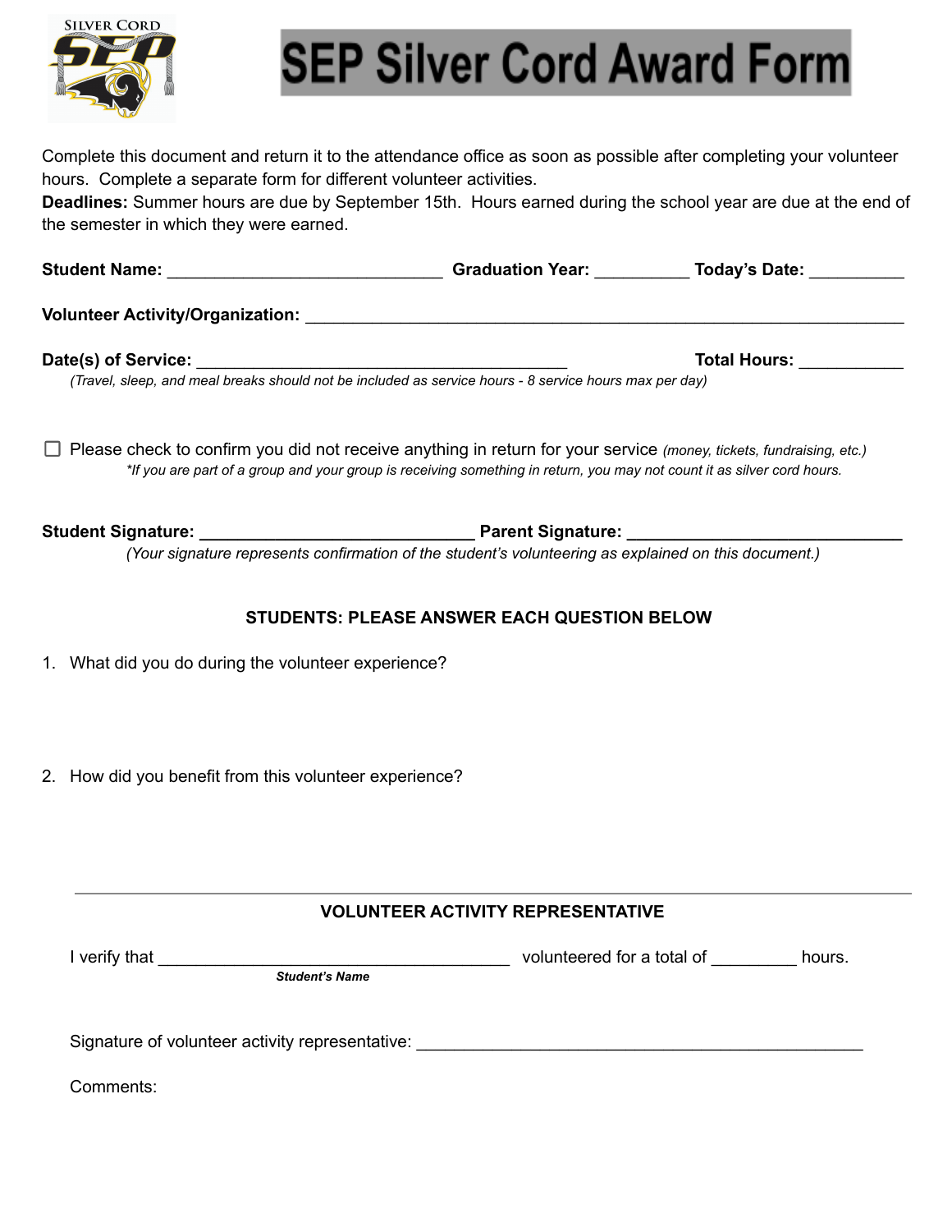# SEP Silver Cord Award Form

Complete this document and return it to the attendance office as soon as possible after completing your volunteer hours. Complete a separate form for different volunteer activities.

**Deadlines:** Summer hours are due by September 15th. Hours earned during the school year are due at the end of the semester in which they were earned.

**Student Name:** ______________________________ **Graduation Year:** __________ **Today's Date:** __________

**Volunteer Activity/Organization:** ______________________________________________________________

**Date(s) of Service:** ________________________________________ **Total Hours:** ___________

*(Travel, sleep, and meal breaks should not be included as service hours - 8 service hours max per day)*

☐ Please check to confirm you did not receive anything in return for your service *(money, tickets, fundraising, etc.)*

*\*If you are part of a group and your group is receiving something in return, you may not count it as silver cord hours.*

**Student Signature:** ______________________________ **Parent Signature:** ______________________________

*(Your signature represents confirmation of the student's volunteering as explained on this document.)*

### STUDENTS: PLEASE ANSWER EACH QUESTION BELOW

1. What did you do during the volunteer experience?

2. How did you benefit from this volunteer experience?

---

### VOLUNTEER ACTIVITY REPRESENTATIVE

I verify that ______________________________________ volunteered for a total of _________ hours.

***Student's Name***

Signature of volunteer activity representative: _________________________________________________

Comments: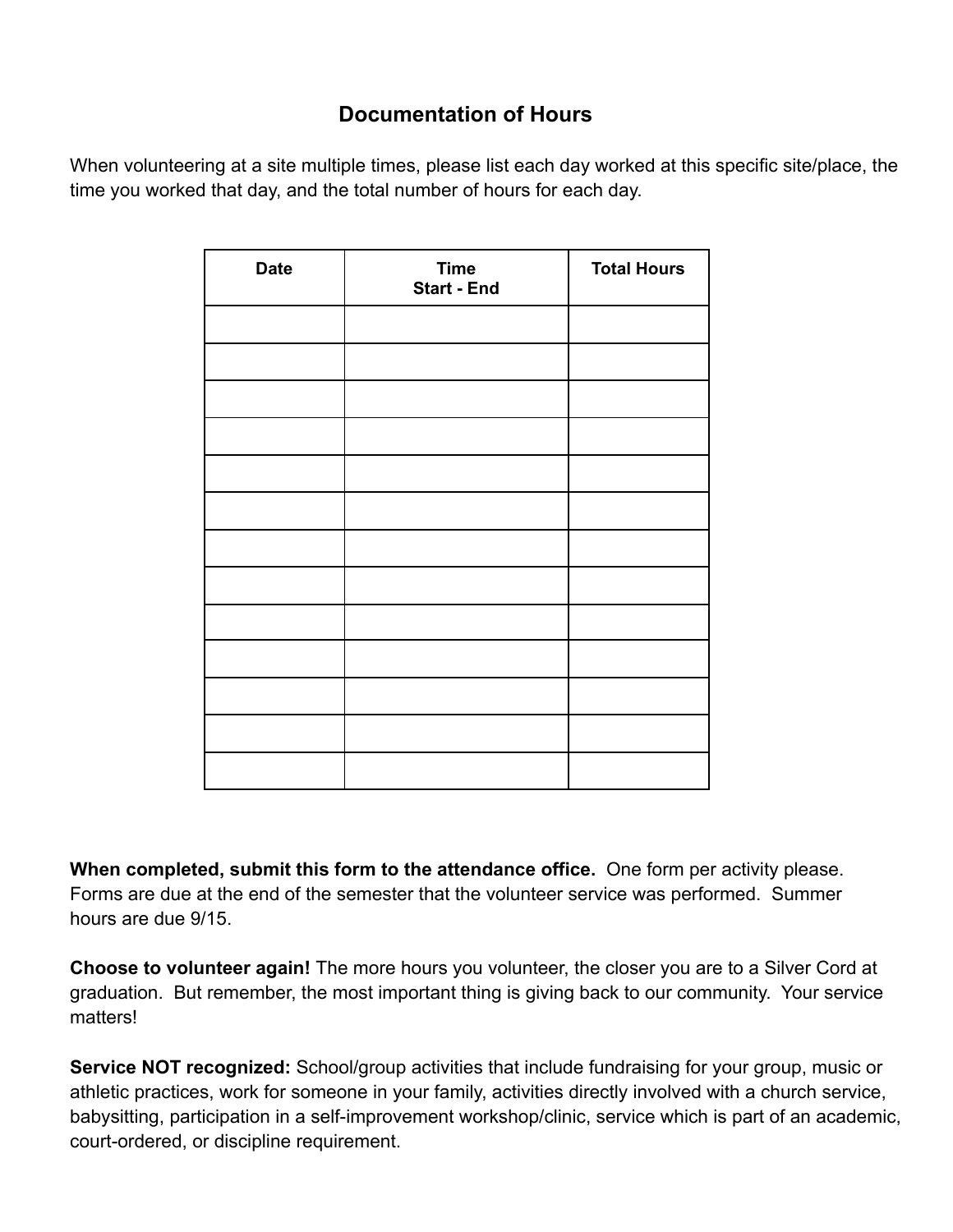## Documentation of Hours

When volunteering at a site multiple times, please list each day worked at this specific site/place, the time you worked that day, and the total number of hours for each day.

| Date | Time<br>Start - End | Total Hours |
|---|---|---|
| | | |
| | | |
| | | |
| | | |
| | | |
| | | |
| | | |
| | | |
| | | |
| | | |
| | | |
| | | |
| | | |

**When completed, submit this form to the attendance office.** One form per activity please. Forms are due at the end of the semester that the volunteer service was performed. Summer hours are due 9/15.

**Choose to volunteer again!** The more hours you volunteer, the closer you are to a Silver Cord at graduation. But remember, the most important thing is giving back to our community. Your service matters!

**Service NOT recognized:** School/group activities that include fundraising for your group, music or athletic practices, work for someone in your family, activities directly involved with a church service, babysitting, participation in a self-improvement workshop/clinic, service which is part of an academic, court-ordered, or discipline requirement.